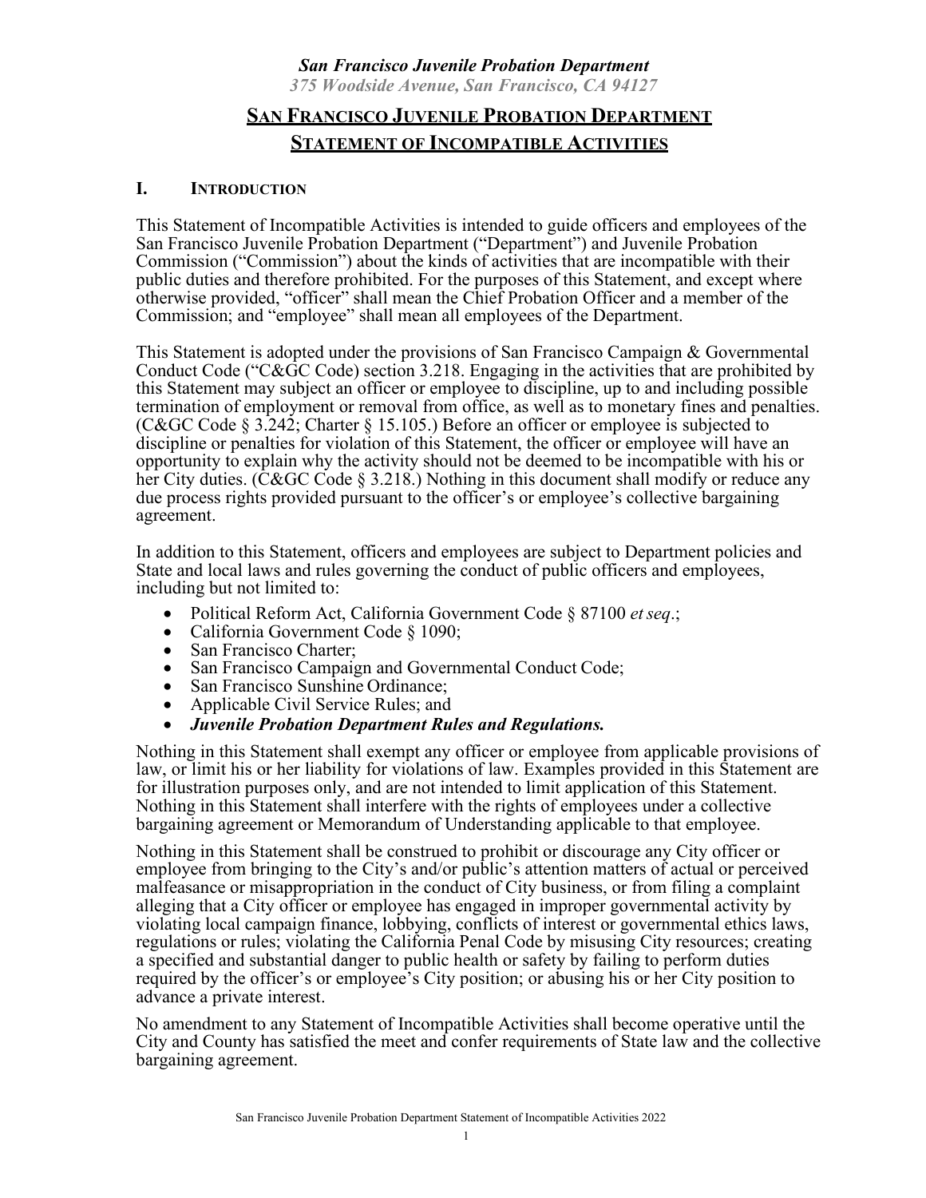***San Francisco Juvenile Probation Department***
***375 Woodside Avenue, San Francisco, CA 94127***

# SAN FRANCISCO JUVENILE PROBATION DEPARTMENT STATEMENT OF INCOMPATIBLE ACTIVITIES

## I. INTRODUCTION

This Statement of Incompatible Activities is intended to guide officers and employees of the San Francisco Juvenile Probation Department ("Department") and Juvenile Probation Commission ("Commission") about the kinds of activities that are incompatible with their public duties and therefore prohibited. For the purposes of this Statement, and except where otherwise provided, "officer" shall mean the Chief Probation Officer and a member of the Commission; and "employee" shall mean all employees of the Department.

This Statement is adopted under the provisions of San Francisco Campaign & Governmental Conduct Code ("C&GC Code) section 3.218. Engaging in the activities that are prohibited by this Statement may subject an officer or employee to discipline, up to and including possible termination of employment or removal from office, as well as to monetary fines and penalties. (C&GC Code § 3.242; Charter § 15.105.) Before an officer or employee is subjected to discipline or penalties for violation of this Statement, the officer or employee will have an opportunity to explain why the activity should not be deemed to be incompatible with his or her City duties. (C&GC Code § 3.218.) Nothing in this document shall modify or reduce any due process rights provided pursuant to the officer's or employee's collective bargaining agreement.

In addition to this Statement, officers and employees are subject to Department policies and State and local laws and rules governing the conduct of public officers and employees, including but not limited to:

- Political Reform Act, California Government Code § 87100 *et seq*.;
- California Government Code § 1090;
- San Francisco Charter;
- San Francisco Campaign and Governmental Conduct Code;
- San Francisco Sunshine Ordinance;
- Applicable Civil Service Rules; and
- ***Juvenile Probation Department Rules and Regulations.***

Nothing in this Statement shall exempt any officer or employee from applicable provisions of law, or limit his or her liability for violations of law. Examples provided in this Statement are for illustration purposes only, and are not intended to limit application of this Statement. Nothing in this Statement shall interfere with the rights of employees under a collective bargaining agreement or Memorandum of Understanding applicable to that employee.

Nothing in this Statement shall be construed to prohibit or discourage any City officer or employee from bringing to the City's and/or public's attention matters of actual or perceived malfeasance or misappropriation in the conduct of City business, or from filing a complaint alleging that a City officer or employee has engaged in improper governmental activity by violating local campaign finance, lobbying, conflicts of interest or governmental ethics laws, regulations or rules; violating the California Penal Code by misusing City resources; creating a specified and substantial danger to public health or safety by failing to perform duties required by the officer's or employee's City position; or abusing his or her City position to advance a private interest.

No amendment to any Statement of Incompatible Activities shall become operative until the City and County has satisfied the meet and confer requirements of State law and the collective bargaining agreement.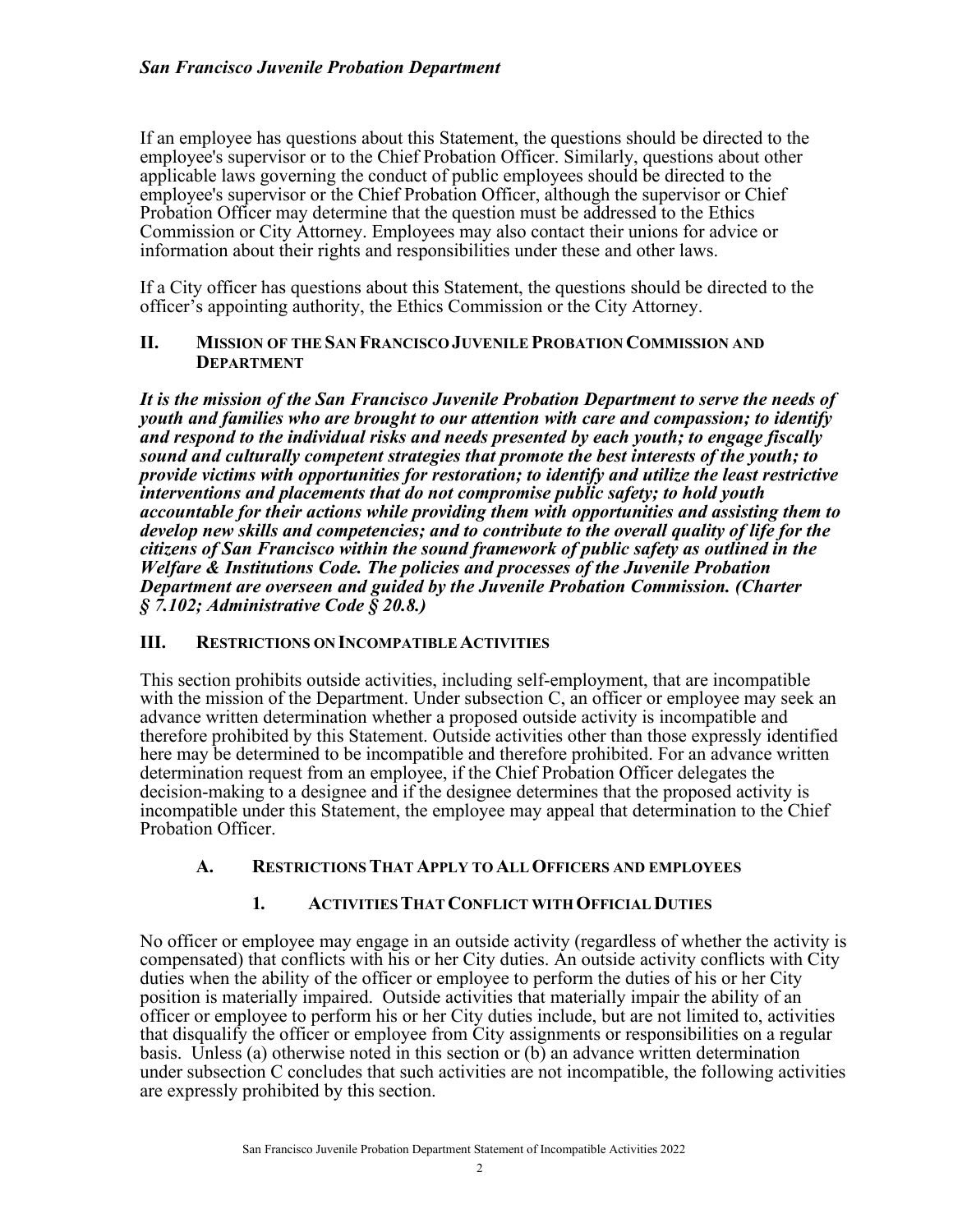If an employee has questions about this Statement, the questions should be directed to the employee's supervisor or to the Chief Probation Officer. Similarly, questions about other applicable laws governing the conduct of public employees should be directed to the employee's supervisor or the Chief Probation Officer, although the supervisor or Chief Probation Officer may determine that the question must be addressed to the Ethics Commission or City Attorney. Employees may also contact their unions for advice or information about their rights and responsibilities under these and other laws.

If a City officer has questions about this Statement, the questions should be directed to the officer's appointing authority, the Ethics Commission or the City Attorney.

## II. MISSION OF THE SAN FRANCISCO JUVENILE PROBATION COMMISSION AND DEPARTMENT

***It is the mission of the San Francisco Juvenile Probation Department to serve the needs of youth and families who are brought to our attention with care and compassion; to identify and respond to the individual risks and needs presented by each youth; to engage fiscally sound and culturally competent strategies that promote the best interests of the youth; to provide victims with opportunities for restoration; to identify and utilize the least restrictive interventions and placements that do not compromise public safety; to hold youth accountable for their actions while providing them with opportunities and assisting them to develop new skills and competencies; and to contribute to the overall quality of life for the citizens of San Francisco within the sound framework of public safety as outlined in the Welfare & Institutions Code. The policies and processes of the Juvenile Probation Department are overseen and guided by the Juvenile Probation Commission. (Charter § 7.102; Administrative Code § 20.8.)***

## III. RESTRICTIONS ON INCOMPATIBLE ACTIVITIES

This section prohibits outside activities, including self-employment, that are incompatible with the mission of the Department. Under subsection C, an officer or employee may seek an advance written determination whether a proposed outside activity is incompatible and therefore prohibited by this Statement. Outside activities other than those expressly identified here may be determined to be incompatible and therefore prohibited. For an advance written determination request from an employee, if the Chief Probation Officer delegates the decision-making to a designee and if the designee determines that the proposed activity is incompatible under this Statement, the employee may appeal that determination to the Chief Probation Officer.

### A. RESTRICTIONS THAT APPLY TO ALL OFFICERS AND EMPLOYEES

#### 1. ACTIVITIES THAT CONFLICT WITH OFFICIAL DUTIES

No officer or employee may engage in an outside activity (regardless of whether the activity is compensated) that conflicts with his or her City duties. An outside activity conflicts with City duties when the ability of the officer or employee to perform the duties of his or her City position is materially impaired. Outside activities that materially impair the ability of an officer or employee to perform his or her City duties include, but are not limited to, activities that disqualify the officer or employee from City assignments or responsibilities on a regular basis. Unless (a) otherwise noted in this section or (b) an advance written determination under subsection C concludes that such activities are not incompatible, the following activities are expressly prohibited by this section.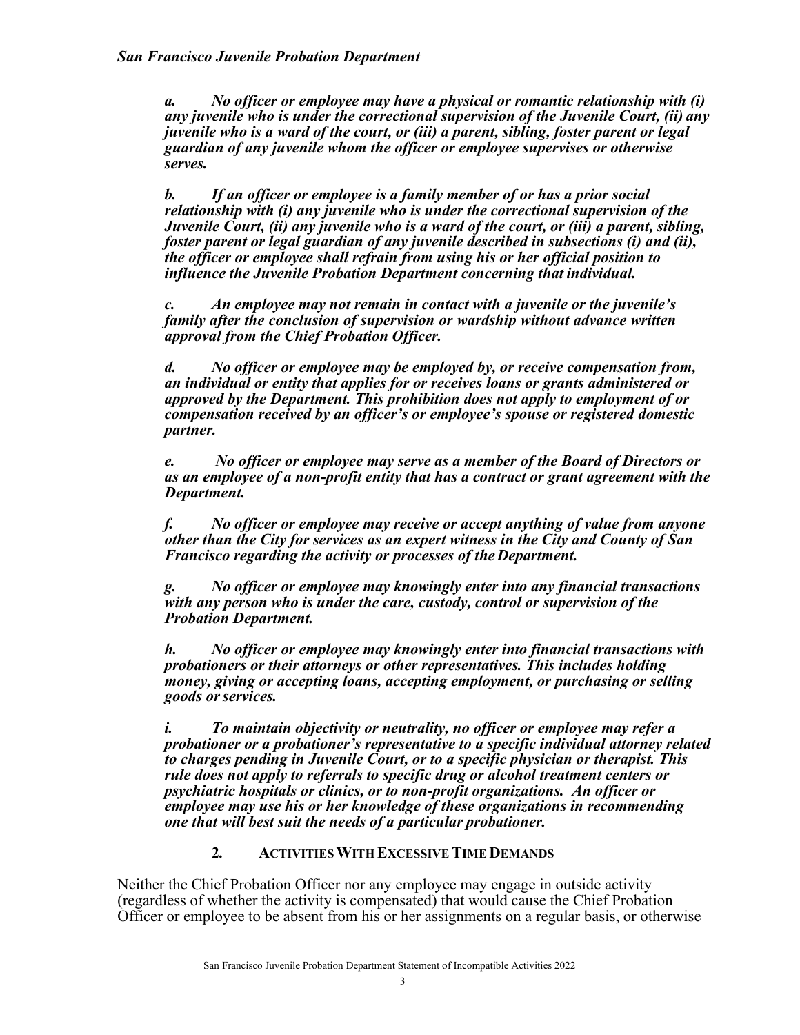***a. No officer or employee may have a physical or romantic relationship with (i) any juvenile who is under the correctional supervision of the Juvenile Court, (ii) any juvenile who is a ward of the court, or (iii) a parent, sibling, foster parent or legal guardian of any juvenile whom the officer or employee supervises or otherwise serves.***

***b. If an officer or employee is a family member of or has a prior social relationship with (i) any juvenile who is under the correctional supervision of the Juvenile Court, (ii) any juvenile who is a ward of the court, or (iii) a parent, sibling, foster parent or legal guardian of any juvenile described in subsections (i) and (ii), the officer or employee shall refrain from using his or her official position to influence the Juvenile Probation Department concerning that individual.***

***c. An employee may not remain in contact with a juvenile or the juvenile's family after the conclusion of supervision or wardship without advance written approval from the Chief Probation Officer.***

***d. No officer or employee may be employed by, or receive compensation from, an individual or entity that applies for or receives loans or grants administered or approved by the Department. This prohibition does not apply to employment of or compensation received by an officer's or employee's spouse or registered domestic partner.***

***e. No officer or employee may serve as a member of the Board of Directors or as an employee of a non-profit entity that has a contract or grant agreement with the Department.***

***f. No officer or employee may receive or accept anything of value from anyone other than the City for services as an expert witness in the City and County of San Francisco regarding the activity or processes of the Department.***

***g. No officer or employee may knowingly enter into any financial transactions with any person who is under the care, custody, control or supervision of the Probation Department.***

***h. No officer or employee may knowingly enter into financial transactions with probationers or their attorneys or other representatives. This includes holding money, giving or accepting loans, accepting employment, or purchasing or selling goods or services.***

***i. To maintain objectivity or neutrality, no officer or employee may refer a probationer or a probationer's representative to a specific individual attorney related to charges pending in Juvenile Court, or to a specific physician or therapist. This rule does not apply to referrals to specific drug or alcohol treatment centers or psychiatric hospitals or clinics, or to non-profit organizations. An officer or employee may use his or her knowledge of these organizations in recommending one that will best suit the needs of a particular probationer.***

### 2. ACTIVITIES WITH EXCESSIVE TIME DEMANDS

Neither the Chief Probation Officer nor any employee may engage in outside activity (regardless of whether the activity is compensated) that would cause the Chief Probation Officer or employee to be absent from his or her assignments on a regular basis, or otherwise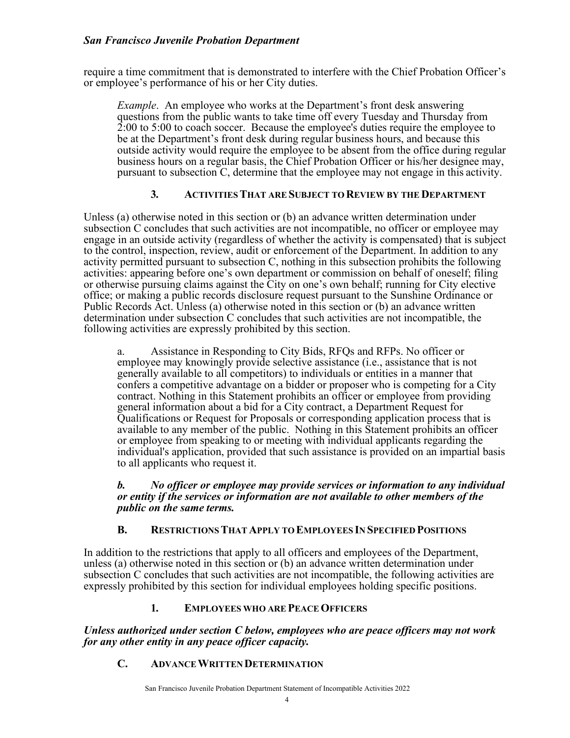require a time commitment that is demonstrated to interfere with the Chief Probation Officer's or employee's performance of his or her City duties.

> *Example*. An employee who works at the Department's front desk answering questions from the public wants to take time off every Tuesday and Thursday from 2:00 to 5:00 to coach soccer. Because the employee's duties require the employee to be at the Department's front desk during regular business hours, and because this outside activity would require the employee to be absent from the office during regular business hours on a regular basis, the Chief Probation Officer or his/her designee may, pursuant to subsection C, determine that the employee may not engage in this activity.

### 3. ACTIVITIES THAT ARE SUBJECT TO REVIEW BY THE DEPARTMENT

Unless (a) otherwise noted in this section or (b) an advance written determination under subsection C concludes that such activities are not incompatible, no officer or employee may engage in an outside activity (regardless of whether the activity is compensated) that is subject to the control, inspection, review, audit or enforcement of the Department. In addition to any activity permitted pursuant to subsection C, nothing in this subsection prohibits the following activities: appearing before one's own department or commission on behalf of oneself; filing or otherwise pursuing claims against the City on one's own behalf; running for City elective office; or making a public records disclosure request pursuant to the Sunshine Ordinance or Public Records Act. Unless (a) otherwise noted in this section or (b) an advance written determination under subsection C concludes that such activities are not incompatible, the following activities are expressly prohibited by this section.

a. Assistance in Responding to City Bids, RFQs and RFPs. No officer or employee may knowingly provide selective assistance (i.e., assistance that is not generally available to all competitors) to individuals or entities in a manner that confers a competitive advantage on a bidder or proposer who is competing for a City contract. Nothing in this Statement prohibits an officer or employee from providing general information about a bid for a City contract, a Department Request for Qualifications or Request for Proposals or corresponding application process that is available to any member of the public. Nothing in this Statement prohibits an officer or employee from speaking to or meeting with individual applicants regarding the individual's application, provided that such assistance is provided on an impartial basis to all applicants who request it.

***b. No officer or employee may provide services or information to any individual or entity if the services or information are not available to other members of the public on the same terms.***

## B. RESTRICTIONS THAT APPLY TO EMPLOYEES IN SPECIFIED POSITIONS

In addition to the restrictions that apply to all officers and employees of the Department, unless (a) otherwise noted in this section or (b) an advance written determination under subsection C concludes that such activities are not incompatible, the following activities are expressly prohibited by this section for individual employees holding specific positions.

### 1. EMPLOYEES WHO ARE PEACE OFFICERS

***Unless authorized under section C below, employees who are peace officers may not work for any other entity in any peace officer capacity.***

## C. ADVANCE WRITTEN DETERMINATION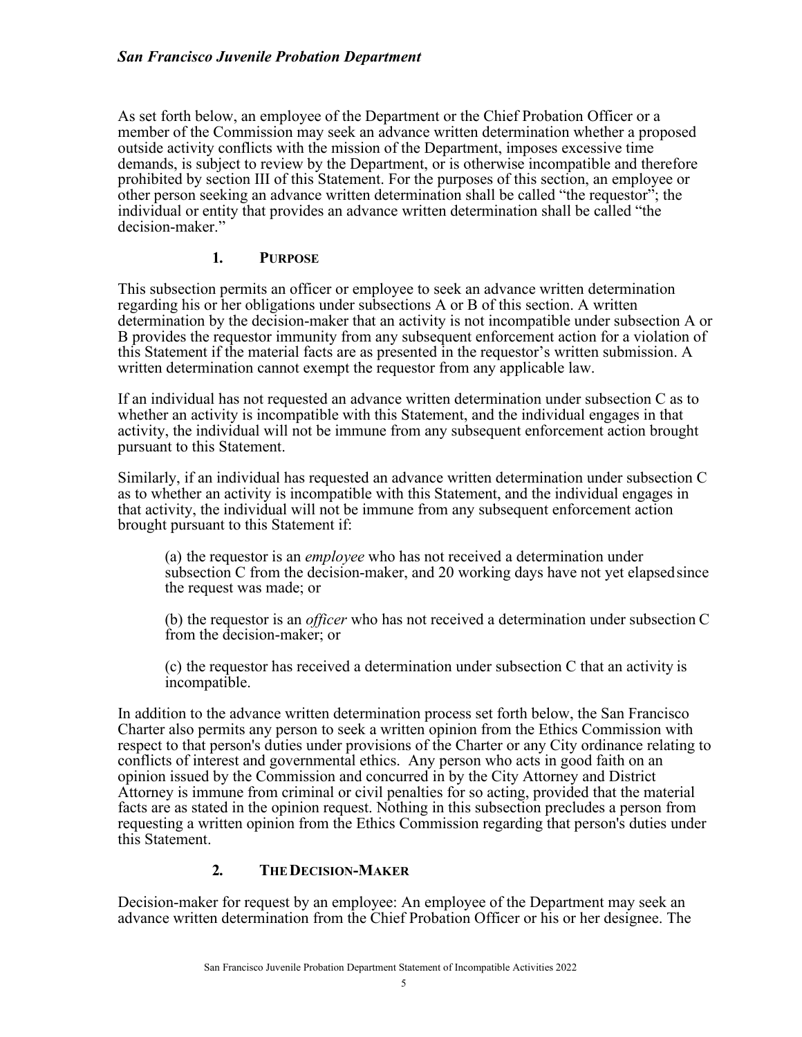As set forth below, an employee of the Department or the Chief Probation Officer or a member of the Commission may seek an advance written determination whether a proposed outside activity conflicts with the mission of the Department, imposes excessive time demands, is subject to review by the Department, or is otherwise incompatible and therefore prohibited by section III of this Statement. For the purposes of this section, an employee or other person seeking an advance written determination shall be called "the requestor"; the individual or entity that provides an advance written determination shall be called "the decision-maker."

### 1. PURPOSE

This subsection permits an officer or employee to seek an advance written determination regarding his or her obligations under subsections A or B of this section. A written determination by the decision-maker that an activity is not incompatible under subsection A or B provides the requestor immunity from any subsequent enforcement action for a violation of this Statement if the material facts are as presented in the requestor's written submission. A written determination cannot exempt the requestor from any applicable law.

If an individual has not requested an advance written determination under subsection C as to whether an activity is incompatible with this Statement, and the individual engages in that activity, the individual will not be immune from any subsequent enforcement action brought pursuant to this Statement.

Similarly, if an individual has requested an advance written determination under subsection C as to whether an activity is incompatible with this Statement, and the individual engages in that activity, the individual will not be immune from any subsequent enforcement action brought pursuant to this Statement if:

(a) the requestor is an *employee* who has not received a determination under subsection C from the decision-maker, and 20 working days have not yet elapsed since the request was made; or

(b) the requestor is an *officer* who has not received a determination under subsection C from the decision-maker; or

(c) the requestor has received a determination under subsection C that an activity is incompatible.

In addition to the advance written determination process set forth below, the San Francisco Charter also permits any person to seek a written opinion from the Ethics Commission with respect to that person's duties under provisions of the Charter or any City ordinance relating to conflicts of interest and governmental ethics. Any person who acts in good faith on an opinion issued by the Commission and concurred in by the City Attorney and District Attorney is immune from criminal or civil penalties for so acting, provided that the material facts are as stated in the opinion request. Nothing in this subsection precludes a person from requesting a written opinion from the Ethics Commission regarding that person's duties under this Statement.

### 2. THE DECISION-MAKER

Decision-maker for request by an employee: An employee of the Department may seek an advance written determination from the Chief Probation Officer or his or her designee. The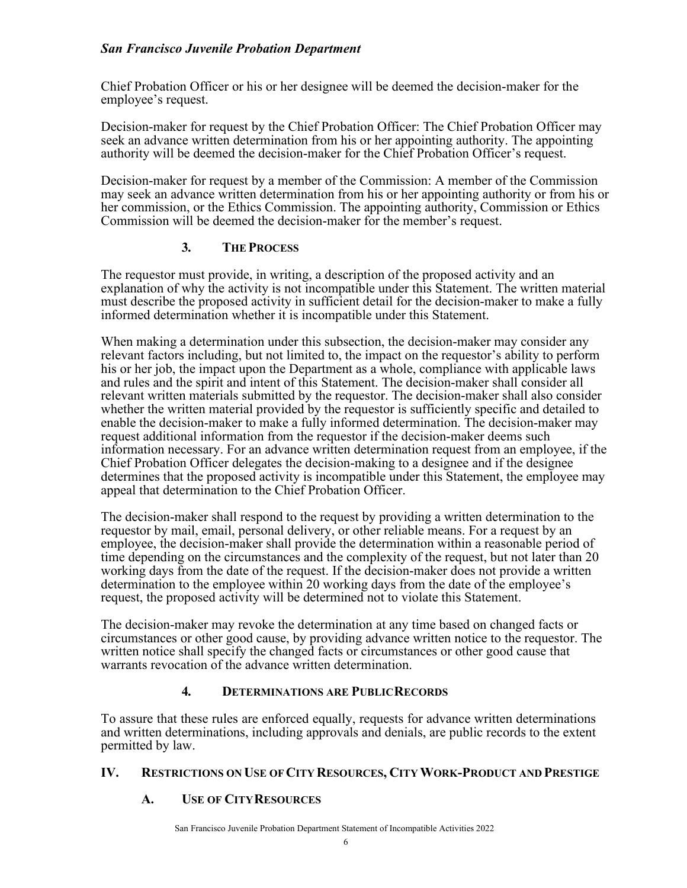Chief Probation Officer or his or her designee will be deemed the decision-maker for the employee's request.

Decision-maker for request by the Chief Probation Officer: The Chief Probation Officer may seek an advance written determination from his or her appointing authority. The appointing authority will be deemed the decision-maker for the Chief Probation Officer's request.

Decision-maker for request by a member of the Commission: A member of the Commission may seek an advance written determination from his or her appointing authority or from his or her commission, or the Ethics Commission. The appointing authority, Commission or Ethics Commission will be deemed the decision-maker for the member's request.

#### 3. THE PROCESS

The requestor must provide, in writing, a description of the proposed activity and an explanation of why the activity is not incompatible under this Statement. The written material must describe the proposed activity in sufficient detail for the decision-maker to make a fully informed determination whether it is incompatible under this Statement.

When making a determination under this subsection, the decision-maker may consider any relevant factors including, but not limited to, the impact on the requestor's ability to perform his or her job, the impact upon the Department as a whole, compliance with applicable laws and rules and the spirit and intent of this Statement. The decision-maker shall consider all relevant written materials submitted by the requestor. The decision-maker shall also consider whether the written material provided by the requestor is sufficiently specific and detailed to enable the decision-maker to make a fully informed determination. The decision-maker may request additional information from the requestor if the decision-maker deems such information necessary. For an advance written determination request from an employee, if the Chief Probation Officer delegates the decision-making to a designee and if the designee determines that the proposed activity is incompatible under this Statement, the employee may appeal that determination to the Chief Probation Officer.

The decision-maker shall respond to the request by providing a written determination to the requestor by mail, email, personal delivery, or other reliable means. For a request by an employee, the decision-maker shall provide the determination within a reasonable period of time depending on the circumstances and the complexity of the request, but not later than 20 working days from the date of the request. If the decision-maker does not provide a written determination to the employee within 20 working days from the date of the employee's request, the proposed activity will be determined not to violate this Statement.

The decision-maker may revoke the determination at any time based on changed facts or circumstances or other good cause, by providing advance written notice to the requestor. The written notice shall specify the changed facts or circumstances or other good cause that warrants revocation of the advance written determination.

#### 4. DETERMINATIONS ARE PUBLIC RECORDS

To assure that these rules are enforced equally, requests for advance written determinations and written determinations, including approvals and denials, are public records to the extent permitted by law.

## IV. RESTRICTIONS ON USE OF CITY RESOURCES, CITY WORK-PRODUCT AND PRESTIGE

### A. USE OF CITY RESOURCES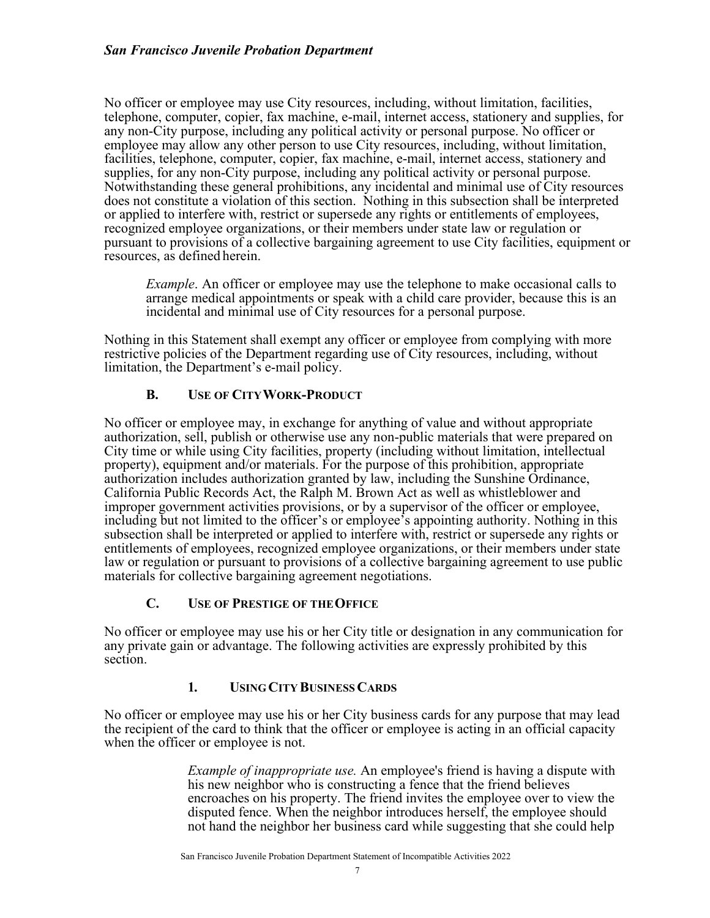No officer or employee may use City resources, including, without limitation, facilities, telephone, computer, copier, fax machine, e-mail, internet access, stationery and supplies, for any non-City purpose, including any political activity or personal purpose. No officer or employee may allow any other person to use City resources, including, without limitation, facilities, telephone, computer, copier, fax machine, e-mail, internet access, stationery and supplies, for any non-City purpose, including any political activity or personal purpose. Notwithstanding these general prohibitions, any incidental and minimal use of City resources does not constitute a violation of this section. Nothing in this subsection shall be interpreted or applied to interfere with, restrict or supersede any rights or entitlements of employees, recognized employee organizations, or their members under state law or regulation or pursuant to provisions of a collective bargaining agreement to use City facilities, equipment or resources, as defined herein.

> *Example*. An officer or employee may use the telephone to make occasional calls to arrange medical appointments or speak with a child care provider, because this is an incidental and minimal use of City resources for a personal purpose.

Nothing in this Statement shall exempt any officer or employee from complying with more restrictive policies of the Department regarding use of City resources, including, without limitation, the Department's e-mail policy.

### B. USE OF CITY WORK-PRODUCT

No officer or employee may, in exchange for anything of value and without appropriate authorization, sell, publish or otherwise use any non-public materials that were prepared on City time or while using City facilities, property (including without limitation, intellectual property), equipment and/or materials. For the purpose of this prohibition, appropriate authorization includes authorization granted by law, including the Sunshine Ordinance, California Public Records Act, the Ralph M. Brown Act as well as whistleblower and improper government activities provisions, or by a supervisor of the officer or employee, including but not limited to the officer's or employee's appointing authority. Nothing in this subsection shall be interpreted or applied to interfere with, restrict or supersede any rights or entitlements of employees, recognized employee organizations, or their members under state law or regulation or pursuant to provisions of a collective bargaining agreement to use public materials for collective bargaining agreement negotiations.

### C. USE OF PRESTIGE OF THE OFFICE

No officer or employee may use his or her City title or designation in any communication for any private gain or advantage. The following activities are expressly prohibited by this section.

#### 1. USING CITY BUSINESS CARDS

No officer or employee may use his or her City business cards for any purpose that may lead the recipient of the card to think that the officer or employee is acting in an official capacity when the officer or employee is not.

> *Example of inappropriate use.* An employee's friend is having a dispute with his new neighbor who is constructing a fence that the friend believes encroaches on his property. The friend invites the employee over to view the disputed fence. When the neighbor introduces herself, the employee should not hand the neighbor her business card while suggesting that she could help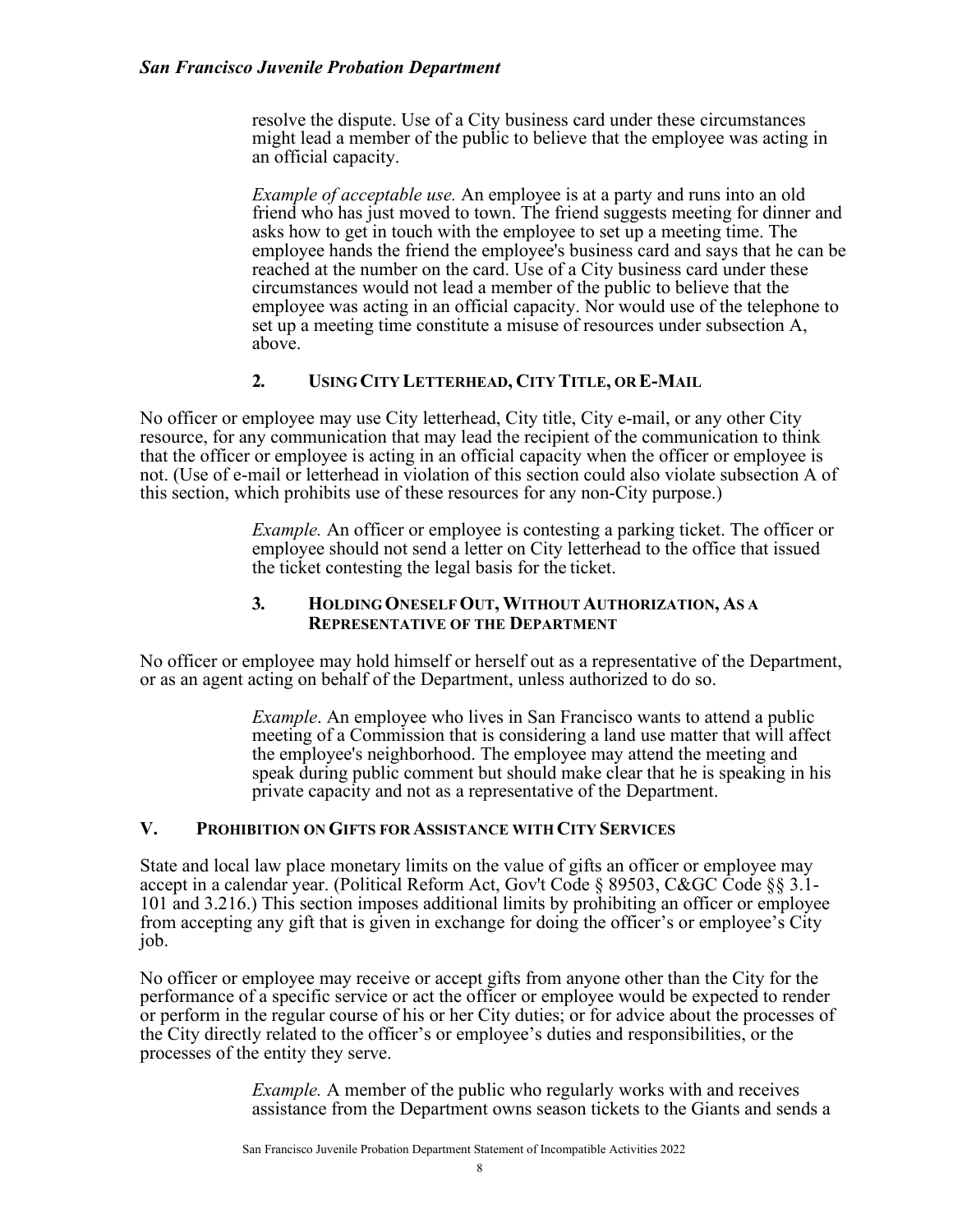resolve the dispute. Use of a City business card under these circumstances might lead a member of the public to believe that the employee was acting in an official capacity.

*Example of acceptable use.* An employee is at a party and runs into an old friend who has just moved to town. The friend suggests meeting for dinner and asks how to get in touch with the employee to set up a meeting time. The employee hands the friend the employee's business card and says that he can be reached at the number on the card. Use of a City business card under these circumstances would not lead a member of the public to believe that the employee was acting in an official capacity. Nor would use of the telephone to set up a meeting time constitute a misuse of resources under subsection A, above.

#### 2. Using City Letterhead, City Title, or E-Mail

No officer or employee may use City letterhead, City title, City e-mail, or any other City resource, for any communication that may lead the recipient of the communication to think that the officer or employee is acting in an official capacity when the officer or employee is not. (Use of e-mail or letterhead in violation of this section could also violate subsection A of this section, which prohibits use of these resources for any non-City purpose.)

*Example.* An officer or employee is contesting a parking ticket. The officer or employee should not send a letter on City letterhead to the office that issued the ticket contesting the legal basis for the ticket.

#### 3. Holding Oneself Out, Without Authorization, As a Representative of the Department

No officer or employee may hold himself or herself out as a representative of the Department, or as an agent acting on behalf of the Department, unless authorized to do so.

*Example*. An employee who lives in San Francisco wants to attend a public meeting of a Commission that is considering a land use matter that will affect the employee's neighborhood. The employee may attend the meeting and speak during public comment but should make clear that he is speaking in his private capacity and not as a representative of the Department.

## V. Prohibition on Gifts for Assistance with City Services

State and local law place monetary limits on the value of gifts an officer or employee may accept in a calendar year. (Political Reform Act, Gov't Code § 89503, C&GC Code §§ 3.1-101 and 3.216.) This section imposes additional limits by prohibiting an officer or employee from accepting any gift that is given in exchange for doing the officer's or employee's City job.

No officer or employee may receive or accept gifts from anyone other than the City for the performance of a specific service or act the officer or employee would be expected to render or perform in the regular course of his or her City duties; or for advice about the processes of the City directly related to the officer's or employee's duties and responsibilities, or the processes of the entity they serve.

*Example.* A member of the public who regularly works with and receives assistance from the Department owns season tickets to the Giants and sends a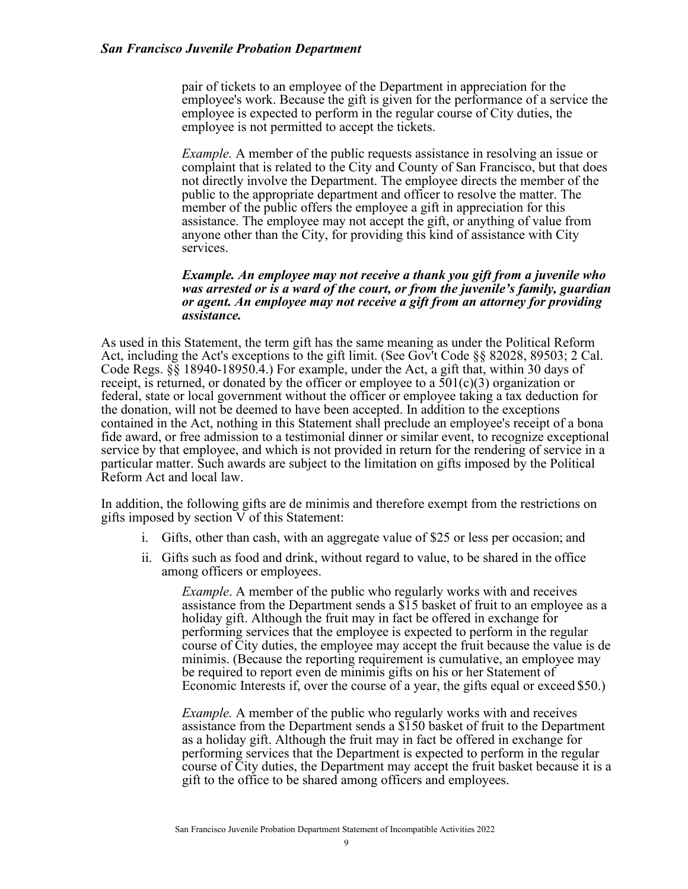pair of tickets to an employee of the Department in appreciation for the employee's work. Because the gift is given for the performance of a service the employee is expected to perform in the regular course of City duties, the employee is not permitted to accept the tickets.

*Example.* A member of the public requests assistance in resolving an issue or complaint that is related to the City and County of San Francisco, but that does not directly involve the Department. The employee directs the member of the public to the appropriate department and officer to resolve the matter. The member of the public offers the employee a gift in appreciation for this assistance. The employee may not accept the gift, or anything of value from anyone other than the City, for providing this kind of assistance with City services.

***Example. An employee may not receive a thank you gift from a juvenile who was arrested or is a ward of the court, or from the juvenile's family, guardian or agent. An employee may not receive a gift from an attorney for providing assistance.***

As used in this Statement, the term gift has the same meaning as under the Political Reform Act, including the Act's exceptions to the gift limit. (See Gov't Code §§ 82028, 89503; 2 Cal. Code Regs. §§ 18940-18950.4.) For example, under the Act, a gift that, within 30 days of receipt, is returned, or donated by the officer or employee to a 501(c)(3) organization or federal, state or local government without the officer or employee taking a tax deduction for the donation, will not be deemed to have been accepted. In addition to the exceptions contained in the Act, nothing in this Statement shall preclude an employee's receipt of a bona fide award, or free admission to a testimonial dinner or similar event, to recognize exceptional service by that employee, and which is not provided in return for the rendering of service in a particular matter. Such awards are subject to the limitation on gifts imposed by the Political Reform Act and local law.

In addition, the following gifts are de minimis and therefore exempt from the restrictions on gifts imposed by section V of this Statement:

i. Gifts, other than cash, with an aggregate value of $25 or less per occasion; and

ii. Gifts such as food and drink, without regard to value, to be shared in the office among officers or employees.

*Example*. A member of the public who regularly works with and receives assistance from the Department sends a $15 basket of fruit to an employee as a holiday gift. Although the fruit may in fact be offered in exchange for performing services that the employee is expected to perform in the regular course of City duties, the employee may accept the fruit because the value is de minimis. (Because the reporting requirement is cumulative, an employee may be required to report even de minimis gifts on his or her Statement of Economic Interests if, over the course of a year, the gifts equal or exceed $50.)

*Example.* A member of the public who regularly works with and receives assistance from the Department sends a $150 basket of fruit to the Department as a holiday gift. Although the fruit may in fact be offered in exchange for performing services that the Department is expected to perform in the regular course of City duties, the Department may accept the fruit basket because it is a gift to the office to be shared among officers and employees.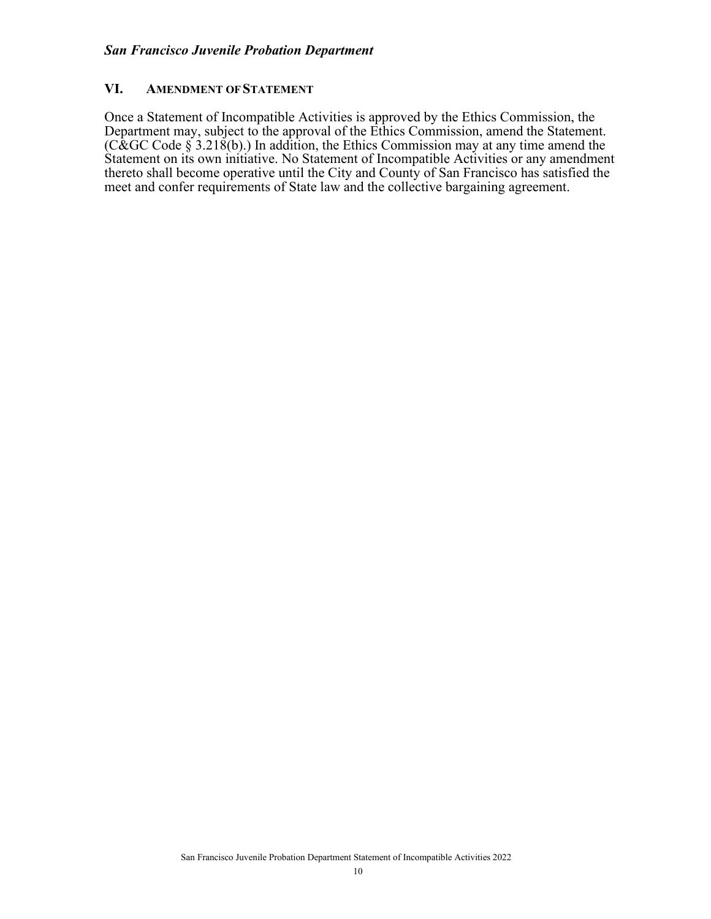## VI. Amendment of Statement

Once a Statement of Incompatible Activities is approved by the Ethics Commission, the Department may, subject to the approval of the Ethics Commission, amend the Statement. (C&GC Code § 3.218(b).) In addition, the Ethics Commission may at any time amend the Statement on its own initiative. No Statement of Incompatible Activities or any amendment thereto shall become operative until the City and County of San Francisco has satisfied the meet and confer requirements of State law and the collective bargaining agreement.